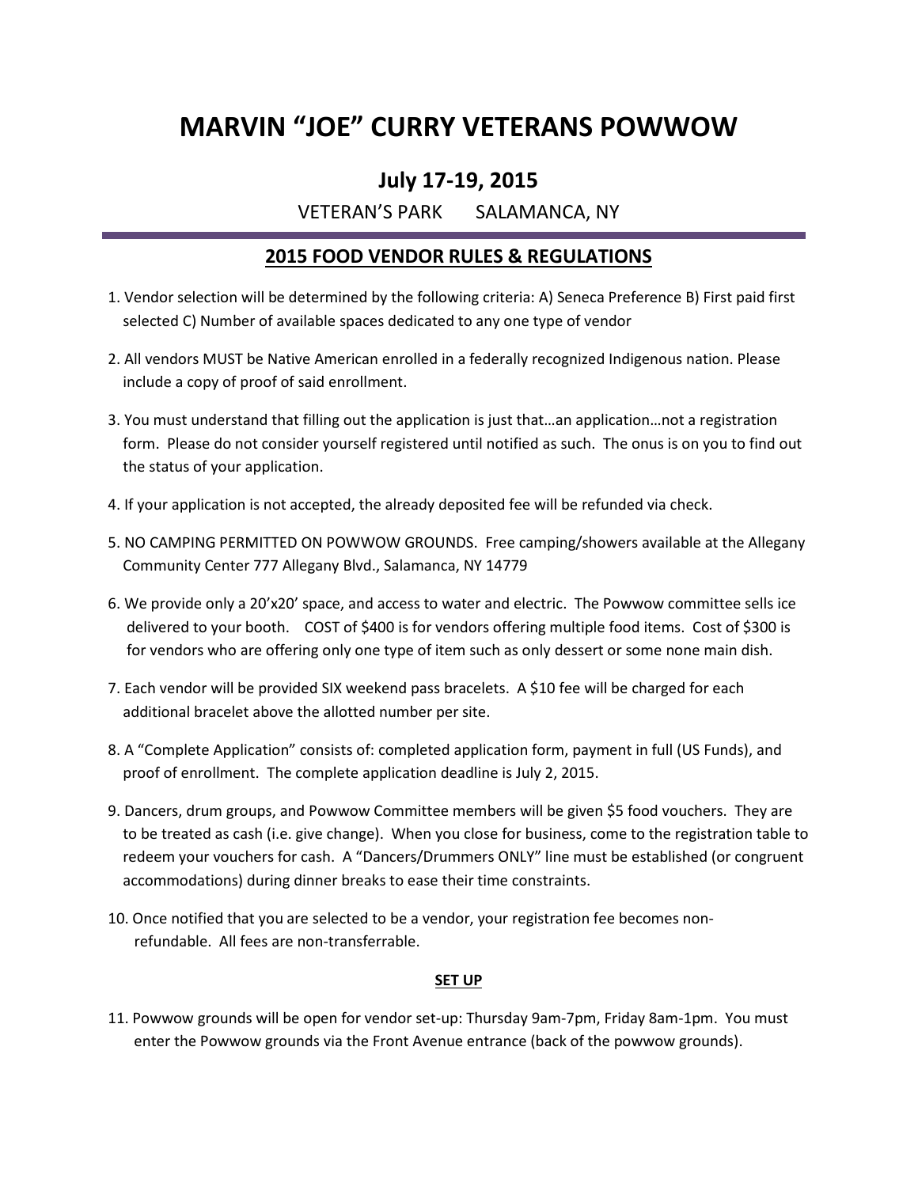# MARVIN "JOE" CURRY VETERANS POWWOW

## July 17-19, 2015

VETERAN'S PARK SALAMANCA, NY

---

## 2015 FOOD VENDOR RULES & REGULATIONS

1. Vendor selection will be determined by the following criteria: A) Seneca Preference B) First paid first selected C) Number of available spaces dedicated to any one type of vendor

2. All vendors MUST be Native American enrolled in a federally recognized Indigenous nation. Please include a copy of proof of said enrollment.

3. You must understand that filling out the application is just that…an application…not a registration form. Please do not consider yourself registered until notified as such. The onus is on you to find out the status of your application.

4. If your application is not accepted, the already deposited fee will be refunded via check.

5. NO CAMPING PERMITTED ON POWWOW GROUNDS. Free camping/showers available at the Allegany Community Center 777 Allegany Blvd., Salamanca, NY 14779

6. We provide only a 20'x20' space, and access to water and electric. The Powwow committee sells ice delivered to your booth. COST of $400 is for vendors offering multiple food items. Cost of $300 is for vendors who are offering only one type of item such as only dessert or some none main dish.

7. Each vendor will be provided SIX weekend pass bracelets. A $10 fee will be charged for each additional bracelet above the allotted number per site.

8. A "Complete Application" consists of: completed application form, payment in full (US Funds), and proof of enrollment. The complete application deadline is July 2, 2015.

9. Dancers, drum groups, and Powwow Committee members will be given $5 food vouchers. They are to be treated as cash (i.e. give change). When you close for business, come to the registration table to redeem your vouchers for cash. A "Dancers/Drummers ONLY" line must be established (or congruent accommodations) during dinner breaks to ease their time constraints.

10. Once notified that you are selected to be a vendor, your registration fee becomes non-refundable. All fees are non-transferrable.

**SET UP**

11. Powwow grounds will be open for vendor set-up: Thursday 9am-7pm, Friday 8am-1pm. You must enter the Powwow grounds via the Front Avenue entrance (back of the powwow grounds).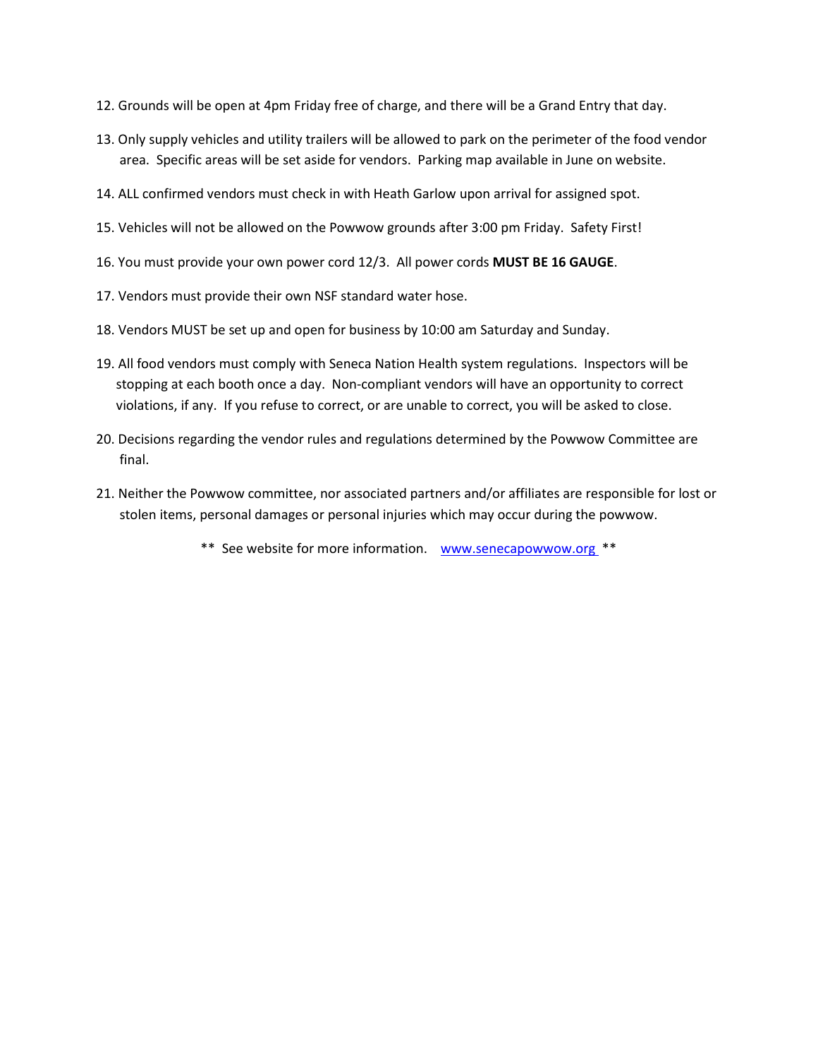12. Grounds will be open at 4pm Friday free of charge, and there will be a Grand Entry that day.
13. Only supply vehicles and utility trailers will be allowed to park on the perimeter of the food vendor area. Specific areas will be set aside for vendors. Parking map available in June on website.
14. ALL confirmed vendors must check in with Heath Garlow upon arrival for assigned spot.
15. Vehicles will not be allowed on the Powwow grounds after 3:00 pm Friday. Safety First!
16. You must provide your own power cord 12/3. All power cords **MUST BE 16 GAUGE**.
17. Vendors must provide their own NSF standard water hose.
18. Vendors MUST be set up and open for business by 10:00 am Saturday and Sunday.
19. All food vendors must comply with Seneca Nation Health system regulations. Inspectors will be stopping at each booth once a day. Non-compliant vendors will have an opportunity to correct violations, if any. If you refuse to correct, or are unable to correct, you will be asked to close.
20. Decisions regarding the vendor rules and regulations determined by the Powwow Committee are final.
21. Neither the Powwow committee, nor associated partners and/or affiliates are responsible for lost or stolen items, personal damages or personal injuries which may occur during the powwow.

** See website for more information. [www.senecapowwow.org](http://www.senecapowwow.org) **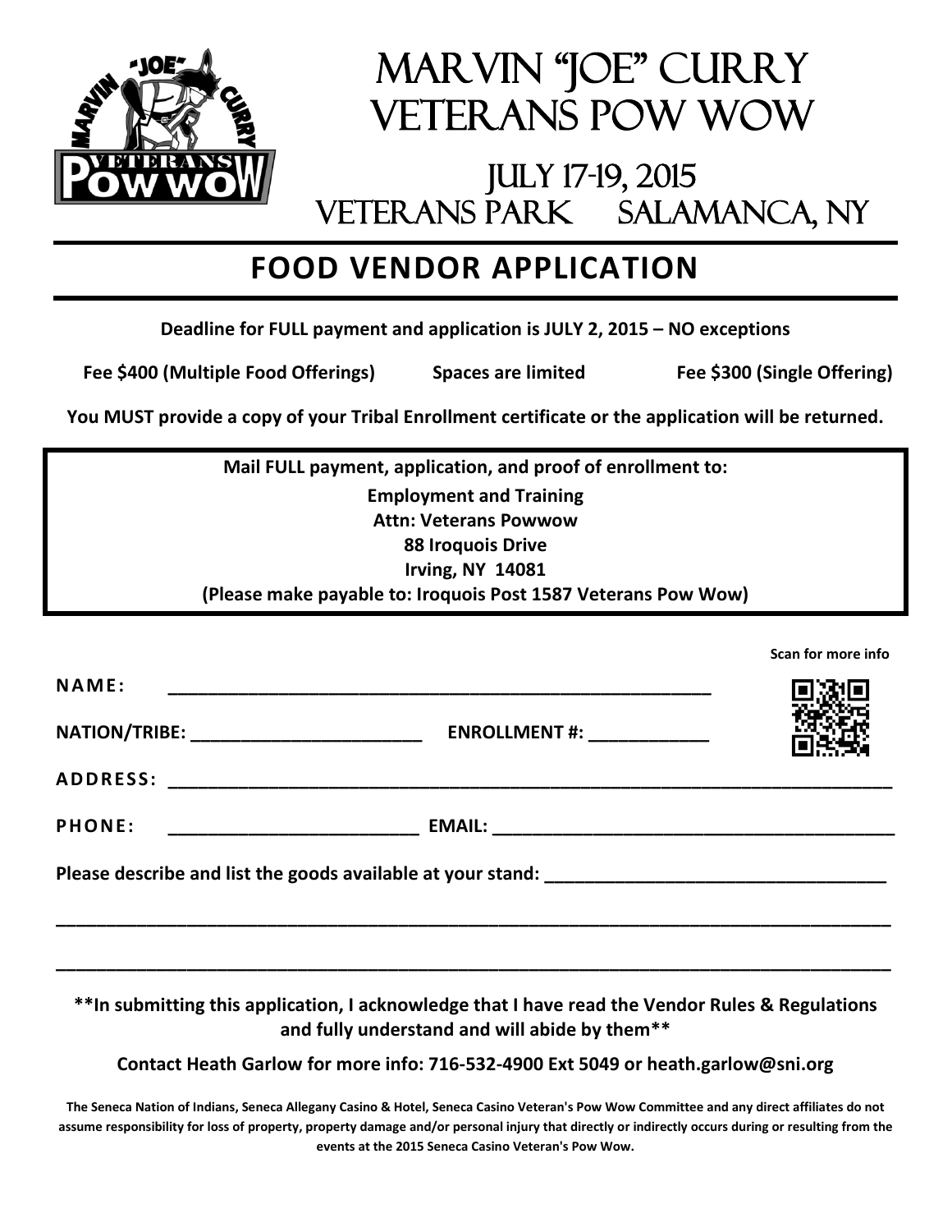# MARVIN "JOE" CURRY VETERANS POW WOW

## JULY 17-19, 2015
## VETERANS PARK SALAMANCA, NY

## FOOD VENDOR APPLICATION

**Deadline for FULL payment and application is JULY 2, 2015 – NO exceptions**

**Fee $400 (Multiple Food Offerings)** **Spaces are limited** **Fee $300 (Single Offering)**

**You MUST provide a copy of your Tribal Enrollment certificate or the application will be returned.**

**Mail FULL payment, application, and proof of enrollment to:**
**Employment and Training**
**Attn: Veterans Powwow**
**88 Iroquois Drive**
**Irving, NY 14081**
**(Please make payable to: Iroquois Post 1587 Veterans Pow Wow)**

**Scan for more info**

**NAME:** ________________________________________________________

**NATION/TRIBE:** ________________________ **ENROLLMENT #:** ____________

**ADDRESS:** ___________________________________________________________________________

**PHONE:** _________________________ **EMAIL:** _________________________________________

**Please describe and list the goods available at your stand:** __________________________________

_____________________________________________________________________________________

_____________________________________________________________________________________

**\*\*In submitting this application, I acknowledge that I have read the Vendor Rules & Regulations and fully understand and will abide by them\*\***

**Contact Heath Garlow for more info: 716-532-4900 Ext 5049 or heath.garlow@sni.org**

**The Seneca Nation of Indians, Seneca Allegany Casino & Hotel, Seneca Casino Veteran's Pow Wow Committee and any direct affiliates do not assume responsibility for loss of property, property damage and/or personal injury that directly or indirectly occurs during or resulting from the events at the 2015 Seneca Casino Veteran's Pow Wow.**